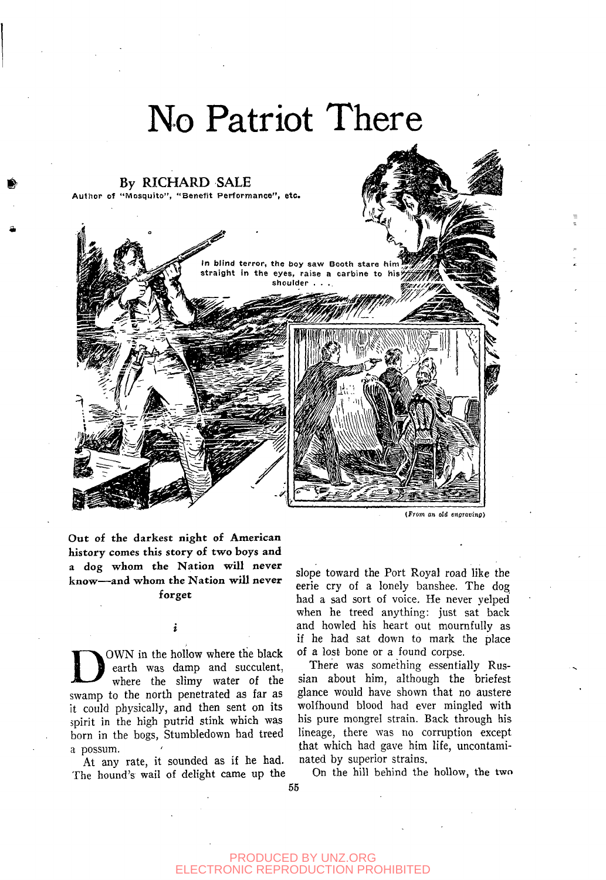# No Patriot There

By RICHARD SALE

Author of "Mosquito", "Benefit Performance", etc.

In blind terror, the boy saw Booth stare him straight in the eyes, raise a carbine to his shoulder . . .

(From an old engraving)

**Out of the darkest night of American history comes this story of two boys and a dog whom the Nation will never know—and whom the Nation will never forget**

*i*

DOWN in the hollow where the black earth was damp and succulent, where the slimy water of the swamp to the north penetrated as far as it could physically, and then sent on its spirit in the high putrid stink which was born in the bogs, Stumbledown had treed a possum.

At any rate, it sounded as if he had. The hound's wail of delight came up the slope toward the Port Royal road like the eerie cry of a lonely banshee. The dog had a sad sort of voice. He never yelped when he treed anything: just sat back and howled his heart out mournfully as if he had sat down to mark the place of a lost bone or a found corpse.

There was something essentially Russian about him, although the briefest glance would have shown that no austere wolfhound blood had ever mingled with his pure mongrel strain. Back through his lineage, there was no corruption except that which had gave him life, uncontaminated by superior strains.

On the hill behind the hollow, the two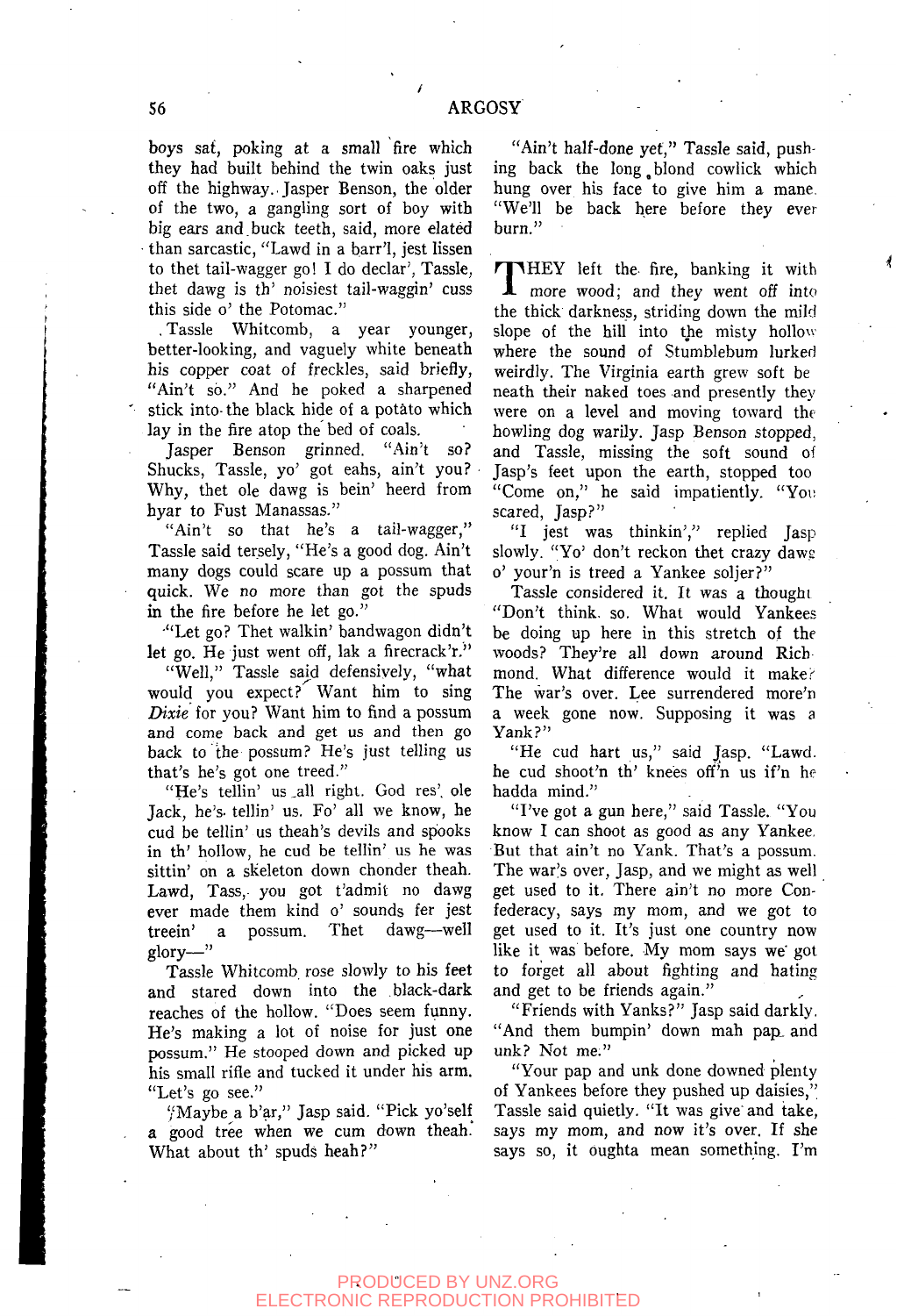boys sat, poking at a small fire which they had built behind the twin oaks just off the highway. Jasper Benson, the older of the two, a gangling sort of boy with big ears and buck teeth, said, more elated than sarcastic, "Lawd in a barr'l, jest lissen to thet tail-wagger go! I do declar', Tassle, thet dawg is th' noisiest tail-waggin' cuss this side o' the Potomac."

Tassle Whitcomb, a year younger, better-looking, and vaguely white beneath his copper coat of freckles, said briefly, "Ain't so." And he poked a sharpened stick into the black hide of a potato which lay in the fire atop the bed of coals.

Jasper Benson grinned. "Ain't so? Shucks, Tassle, yo' got eahs, ain't you? Why, thet ole dawg is bein' heerd from hyar to Fust Manassas."

"Ain't so that he's a tail-wagger," Tassle said tersely, "He's a good dog. Ain't many dogs could scare up a possum that quick. We no more than got the spuds in the fire before he let go."

"Let go? Thet walkin' bandwagon didn't let go. He just went off, lak a firecrack'r."

"Well," Tassle said defensively, "what would you expect? Want him to sing *Dixie* for you? Want him to find a possum and come back and get us and then go back to the possum? He's just telling us that's he's got one treed."

"He's tellin' us all right. God res', ole Jack, he's tellin' us. Fo' all we know, he cud be tellin' us theah's devils and spooks in th' hollow, he cud be tellin' us he was sittin' on a skeleton down chonder theah. Lawd, Tass, you got t'admit no dawg ever made them kind o' sounds fer jest treein' a possum. Thet dawg—well glory—"

Tassle Whitcomb rose slowly to his feet and stared down into the black-dark reaches of the hollow. "Does seem funny. He's making a lot of noise for just one possum." He stooped down and picked up his small rifle and tucked it under his arm. "Let's go see."

"Maybe a b'ar," Jasp said. "Pick yo'self a good tree when we cum down theah. What about th' spuds heah?"

"Ain't half-done yet," Tassle said, pushing back the long blond cowlick which hung over his face to give him a mane. "We'll be back here before they ever burn."

THEY left the fire, banking it with more wood; and they went off into the thick darkness, striding down the mild slope of the hill into the misty hollow where the sound of Stumblebum lurked weirdly. The Virginia earth grew soft beneath their naked toes and presently they were on a level and moving toward the howling dog warily. Jasp Benson stopped, and Tassle, missing the soft sound of Jasp's feet upon the earth, stopped too "Come on," he said impatiently. "You scared, Jasp?"

"I jest was thinkin'," replied Jasp slowly. "Yo' don't reckon thet crazy dawg o' your'n is treed a Yankee soljer?"

Tassle considered it. It was a thought. "Don't think so. What would Yankees be doing up here in this stretch of the woods? They're all down around Richmond. What difference would it make? The war's over. Lee surrendered more'n a week gone now. Supposing it was a Yank?"

"He cud hart us," said Jasp. "Lawd, he cud shoot'n th' knees off'n us if'n he hadda mind."

"I've got a gun here," said Tassle. "You know I can shoot as good as any Yankee. But that ain't no Yank. That's a possum. The war's over, Jasp, and we might as well get used to it. There ain't no more Confederacy, says my mom, and we got to get used to it. It's just one country now like it was before. My mom says we got to forget all about fighting and hating and get to be friends again."

"Friends with Yanks?" Jasp said darkly. "And them bumpin' down mah pap and unk? Not me."

"Your pap and unk done downed plenty of Yankees before they pushed up daisies," Tassle said quietly. "It was give and take, says my mom, and now it's over. If she says so, it oughta mean something. I'm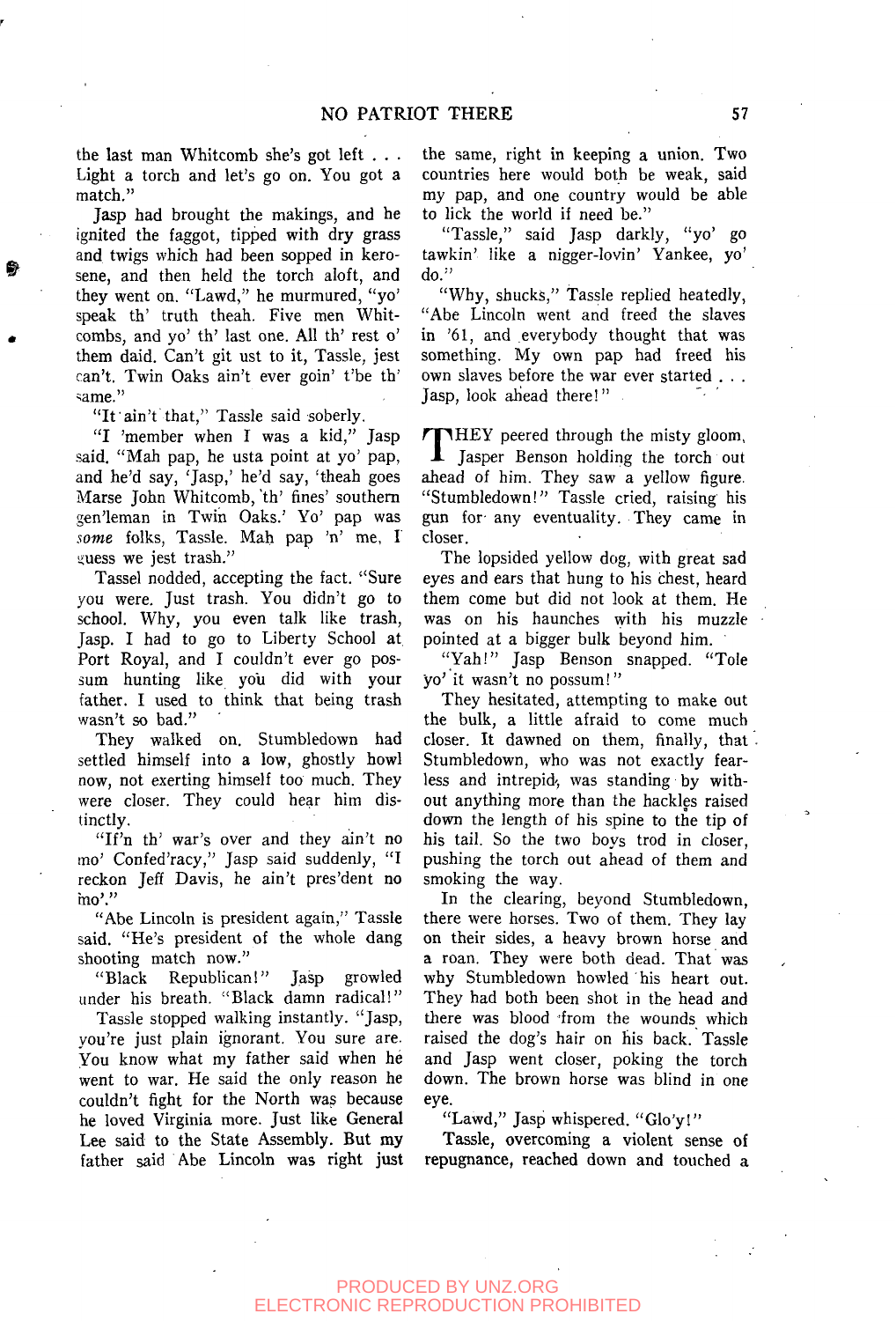the last man Whitcomb she's got left . . . Light a torch and let's go on. You got a match."

Jasp had brought the makings, and he ignited the faggot, tipped with dry grass and twigs which had been sopped in kerosene, and then held the torch aloft, and they went on. "Lawd," he murmured, "yo' speak th' truth theah. Five men Whitcombs, and yo' th' last one. All th' rest o' them daid. Can't git ust to it, Tassle, jest can't. Twin Oaks ain't ever goin' t'be th' same."

"It ain't that," Tassle said soberly.

"I 'member when I was a kid," Jasp said. "Mah pap, he usta point at yo' pap, and he'd say, 'Jasp,' he'd say, 'theah goes Marse John Whitcomb, th' fines' southern gen'leman in Twin Oaks.' Yo' pap was *some* folks, Tassle. Mah pap 'n' me, I guess we jest trash."

Tassel nodded, accepting the fact. "Sure you were. Just trash. You didn't go to school. Why, you even talk like trash, Jasp. I had to go to Liberty School at Port Royal, and I couldn't ever go possum hunting like you did with your father. I used to think that being trash wasn't so bad."

They walked on. Stumbledown had settled himself into a low, ghostly howl now, not exerting himself too much. They were closer. They could hear him distinctly.

"If'n th' war's over and they ain't no mo' Confed'racy," Jasp said suddenly, "I reckon Jeff Davis, he ain't pres'dent no mo'."

"Abe Lincoln is president again," Tassle said. "He's president of the whole dang shooting match now."

"Black Republican!" Jasp growled under his breath. "Black damn radical!"

Tassle stopped walking instantly. "Jasp, you're just plain ignorant. You sure are. You know what my father said when he went to war. He said the only reason he couldn't fight for the North was because he loved Virginia more. Just like General Lee said to the State Assembly. But my father said Abe Lincoln was right just the same, right in keeping a union. Two countries here would both be weak, said my pap, and one country would be able to lick the world if need be."

"Tassle," said Jasp darkly, "yo' go tawkin' like a nigger-lovin' Yankee, yo' do."

"Why, shucks," Tassle replied heatedly, "Abe Lincoln went and freed the slaves in '61, and everybody thought that was something. My own pap had freed his own slaves before the war ever started . . . Jasp, look ahead there!"

THEY peered through the misty gloom, Jasper Benson holding the torch out ahead of him. They saw a yellow figure. "Stumbledown!" Tassle cried, raising his gun for any eventuality. They came in closer.

The lopsided yellow dog, with great sad eyes and ears that hung to his chest, heard them come but did not look at them. He was on his haunches with his muzzle pointed at a bigger bulk beyond him.

"Yah!" Jasp Benson snapped. "Tole yo' it wasn't no possum!"

They hesitated, attempting to make out the bulk, a little afraid to come much closer. It dawned on them, finally, that Stumbledown, who was not exactly fearless and intrepid, was standing by without anything more than the hackles raised down the length of his spine to the tip of his tail. So the two boys trod in closer, pushing the torch out ahead of them and smoking the way.

In the clearing, beyond Stumbledown, there were horses. Two of them. They lay on their sides, a heavy brown horse and a roan. They were both dead. That was why Stumbledown howled his heart out. They had both been shot in the head and there was blood from the wounds which raised the dog's hair on his back. Tassle and Jasp went closer, poking the torch down. The brown horse was blind in one eye.

"Lawd," Jasp whispered. "Glo'y!"

Tassle, overcoming a violent sense of repugnance, reached down and touched a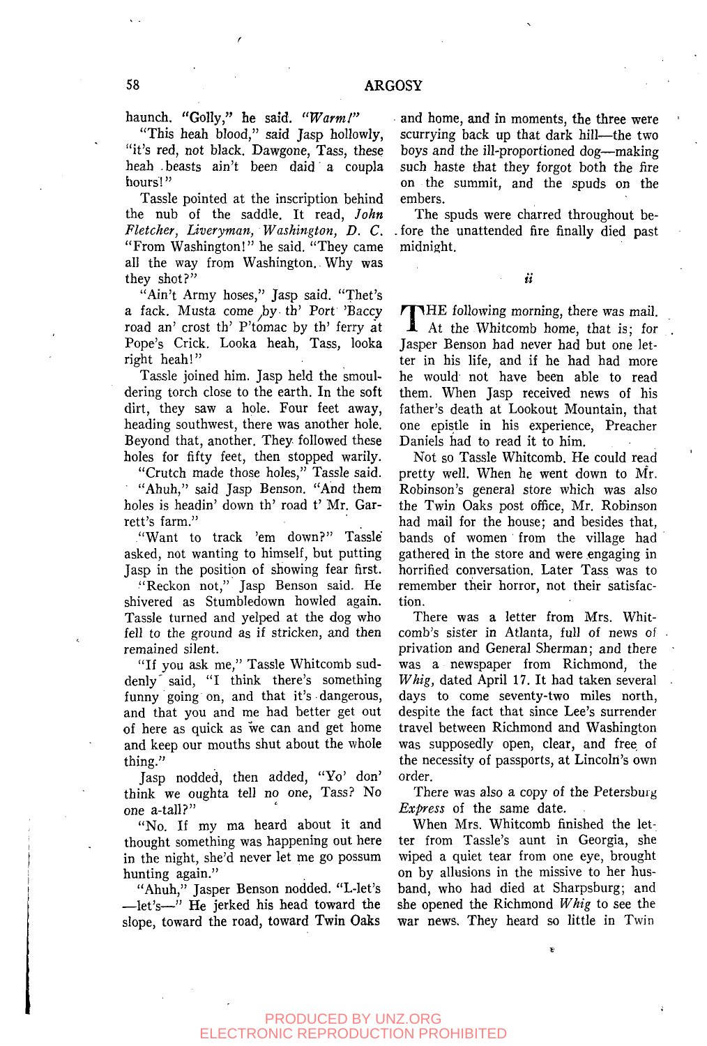haunch. "Golly," he said. *"Warm!"*

"This heah blood," said Jasp hollowly, "it's red, not black. Dawgone, Tass, these heah beasts ain't been daid a coupla hours!"

Tassle pointed at the inscription behind the nub of the saddle. It read, *John Fletcher, Liveryman, Washington, D. C.* "From Washington!" he said. "They came all the way from Washington. Why was they shot?"

"Ain't Army hoses," Jasp said. "Thet's a fack. Musta come by th' Port 'Baccy road an' crost th' P'tomac by th' ferry at Pope's Crick. Looka heah, Tass, looka right heah!"

Tassle joined him. Jasp held the smouldering torch close to the earth. In the soft dirt, they saw a hole. Four feet away, heading southwest, there was another hole. Beyond that, another. They followed these holes for fifty feet, then stopped warily.

"Crutch made those holes," Tassle said.

"Ahuh," said Jasp Benson. "And them holes is headin' down th' road t' Mr. Garrett's farm."

"Want to track 'em down?" Tassle asked, not wanting to himself, but putting Jasp in the position of showing fear first.

"Reckon not," Jasp Benson said. He shivered as Stumbledown howled again. Tassle turned and yelped at the dog who fell to the ground as if stricken, and then remained silent.

"If you ask me," Tassle Whitcomb suddenly said, "I think there's something funny going on, and that it's dangerous, and that you and me had better get out of here as quick as we can and get home and keep our mouths shut about the whole thing."

Jasp nodded, then added, "Yo' don' think we oughta tell no one, Tass? No one a-tall?"

"No. If my ma heard about it and thought something was happening out here in the night, she'd never let me go possum hunting again."

"Ahuh," Jasper Benson nodded. "L-let's —let's—" He jerked his head toward the slope, toward the road, toward Twin Oaks and home, and in moments, the three were scurrying back up that dark hill—the two boys and the ill-proportioned dog—making such haste that they forgot both the fire on the summit, and the spuds on the embers.

The spuds were charred throughout before the unattended fire finally died past midnight.

*ii*

THE following morning, there was mail. At the Whitcomb home, that is; for Jasper Benson had never had but one letter in his life, and if he had had more he would not have been able to read them. When Jasp received news of his father's death at Lookout Mountain, that one epistle in his experience, Preacher Daniels had to read it to him.

Not so Tassle Whitcomb. He could read pretty well. When he went down to Mr. Robinson's general store which was also the Twin Oaks post office, Mr. Robinson had mail for the house; and besides that, bands of women from the village had gathered in the store and were engaging in horrified conversation. Later Tass was to remember their horror, not their satisfaction.

There was a letter from Mrs. Whitcomb's sister in Atlanta, full of news of privation and General Sherman; and there was a newspaper from Richmond, the *Whig*, dated April 17. It had taken several days to come seventy-two miles north, despite the fact that since Lee's surrender travel between Richmond and Washington was supposedly open, clear, and free of the necessity of passports, at Lincoln's own order.

There was also a copy of the Petersburg *Express* of the same date.

When Mrs. Whitcomb finished the letter from Tassle's aunt in Georgia, she wiped a quiet tear from one eye, brought on by allusions in the missive to her husband, who had died at Sharpsburg; and she opened the Richmond *Whig* to see the war news. They heard so little in Twin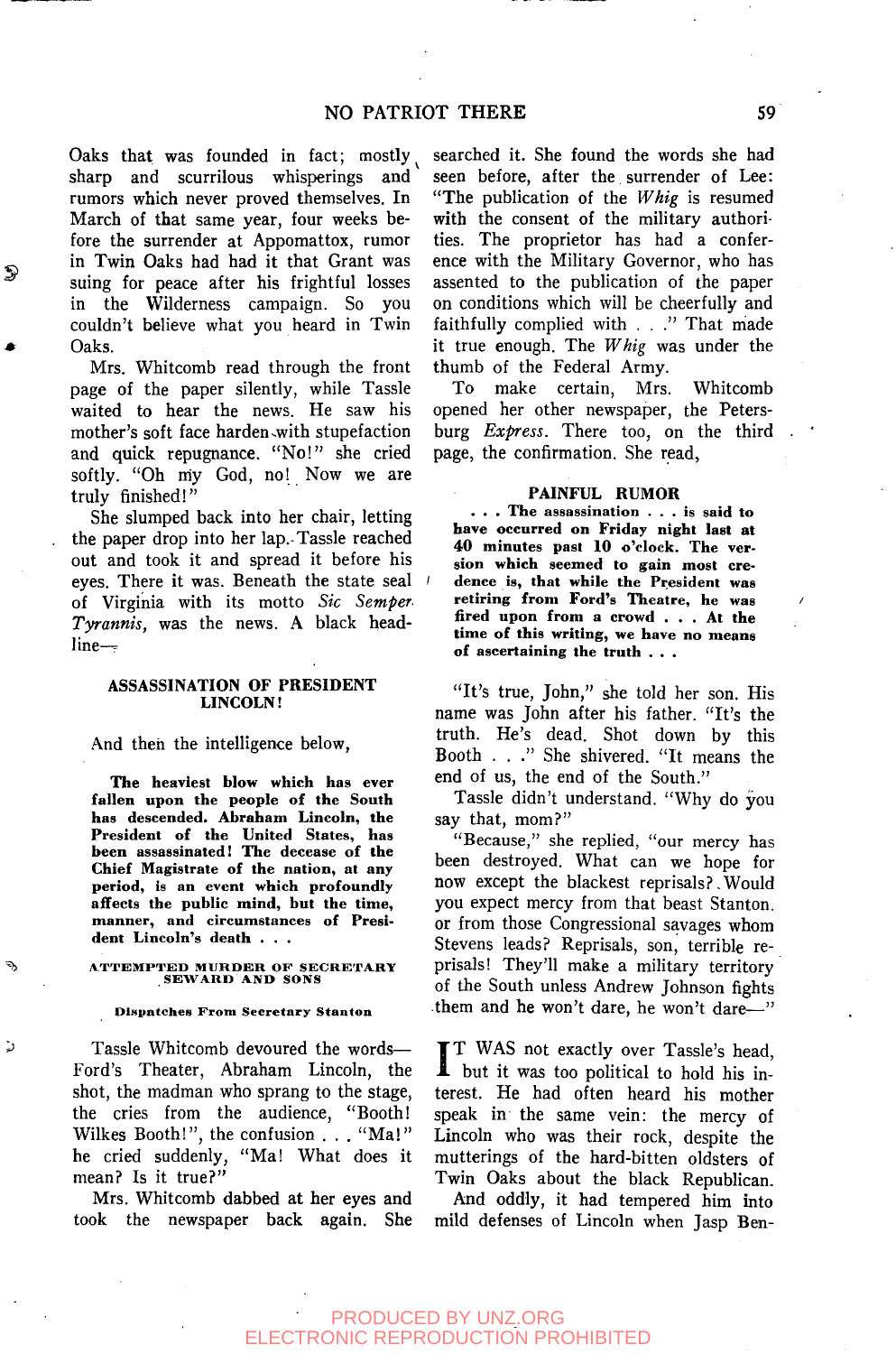Oaks that was founded in fact; mostly sharp and scurrilous whisperings and rumors which never proved themselves. In March of that same year, four weeks before the surrender at Appomattox, rumor in Twin Oaks had had it that Grant was suing for peace after his frightful losses in the Wilderness campaign. So you couldn't believe what you heard in Twin Oaks.

Mrs. Whitcomb read through the front page of the paper silently, while Tassle waited to hear the news. He saw his mother's soft face harden with stupefaction and quick repugnance. "No!" she cried softly. "Oh my God, no! Now we are truly finished!"

She slumped back into her chair, letting the paper drop into her lap. Tassle reached out and took it and spread it before his eyes. There it was. Beneath the state seal of Virginia with its motto *Sic Semper Tyrannis*, was the news. A black headline—

**ASSASSINATION OF PRESIDENT LINCOLN!**

And then the intelligence below,

> **The heaviest blow which has ever fallen upon the people of the South has descended. Abraham Lincoln, the President of the United States, has been assassinated! The decease of the Chief Magistrate of the nation, at any period, is an event which profoundly affects the public mind, but the time, manner, and circumstances of President Lincoln's death . . .**

**ATTEMPTED MURDER OF SECRETARY SEWARD AND SONS**

**Dispatches From Secretary Stanton**

Tassle Whitcomb devoured the words—Ford's Theater, Abraham Lincoln, the shot, the madman who sprang to the stage, the cries from the audience, "Booth! Wilkes Booth!", the confusion . . . "Ma!" he cried suddenly, "Ma! What does it mean? Is it true?"

Mrs. Whitcomb dabbed at her eyes and took the newspaper back again. She searched it. She found the words she had seen before, after the surrender of Lee: "The publication of the *Whig* is resumed with the consent of the military authorities. The proprietor has had a conference with the Military Governor, who has assented to the publication of the paper on conditions which will be cheerfully and faithfully complied with . . ." That made it true enough. The *Whig* was under the thumb of the Federal Army.

To make certain, Mrs. Whitcomb opened her other newspaper, the Petersburg *Express*. There too, on the third page, the confirmation. She read,

**PAINFUL RUMOR**

> **. . . The assassination . . . is said to have occurred on Friday night last at 40 minutes past 10 o'clock. The version which seemed to gain most credence is, that while the President was retiring from Ford's Theatre, he was fired upon from a crowd . . . At the time of this writing, we have no means of ascertaining the truth . . .**

"It's true, John," she told her son. His name was John after his father. "It's the truth. He's dead. Shot down by this Booth . . ." She shivered. "It means the end of us, the end of the South."

Tassle didn't understand. "Why do you say that, mom?"

"Because," she replied, "our mercy has been destroyed. What can we hope for now except the blackest reprisals? Would you expect mercy from that beast Stanton or from those Congressional savages whom Stevens leads? Reprisals, son, terrible reprisals! They'll make a military territory of the South unless Andrew Johnson fights them and he won't dare, he won't dare—"

IT WAS not exactly over Tassle's head, but it was too political to hold his interest. He had often heard his mother speak in the same vein: the mercy of Lincoln who was their rock, despite the mutterings of the hard-bitten oldsters of Twin Oaks about the black Republican. And oddly, it had tempered him into mild defenses of Lincoln when Jasp Ben-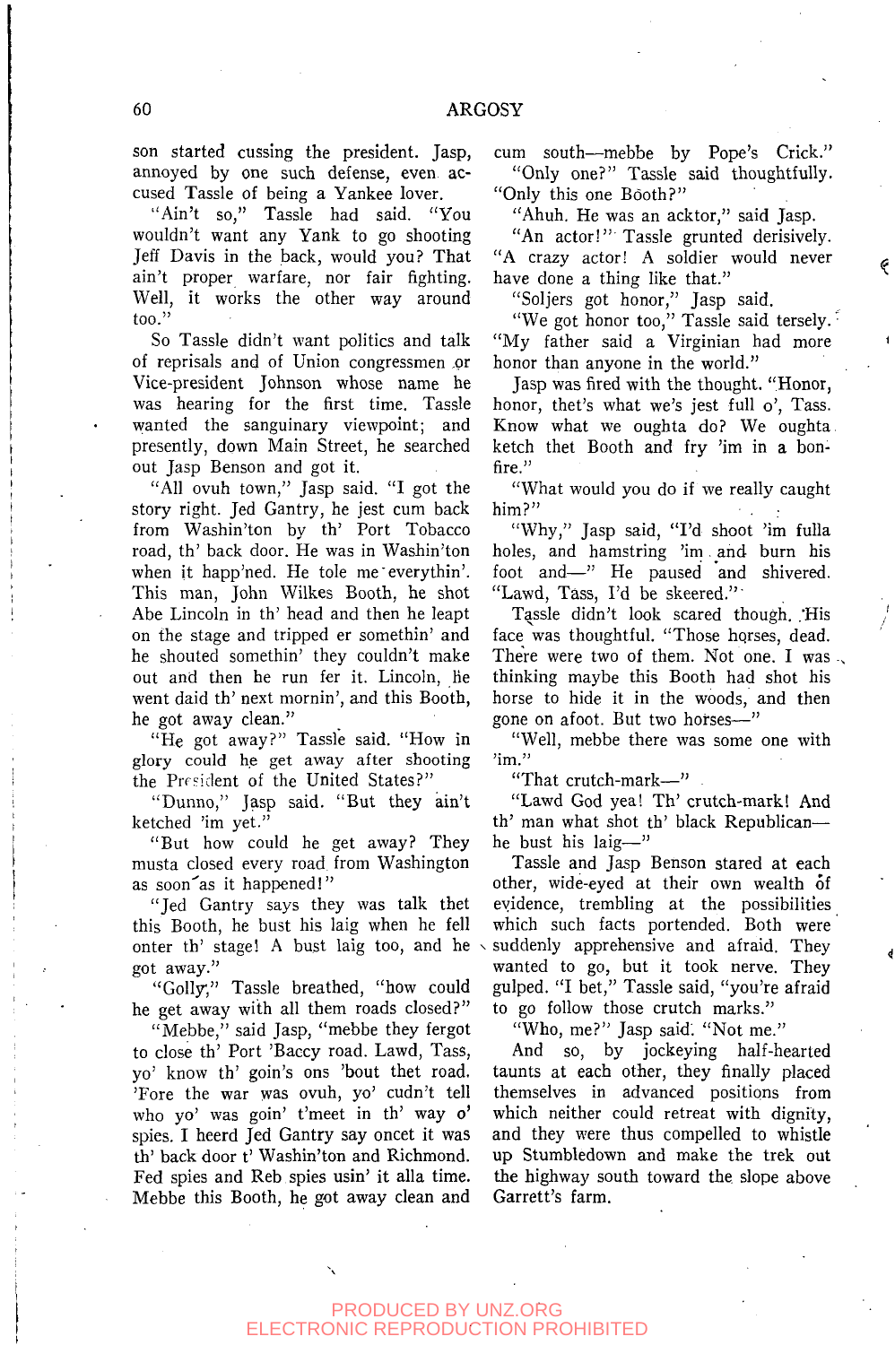son started cussing the president. Jasp, annoyed by one such defense, even accused Tassle of being a Yankee lover.

"Ain't so," Tassle had said. "You wouldn't want any Yank to go shooting Jeff Davis in the back, would you? That ain't proper warfare, nor fair fighting. Well, it works the other way around too."

So Tassle didn't want politics and talk of reprisals and of Union congressmen or Vice-president Johnson whose name he was hearing for the first time. Tassle wanted the sanguinary viewpoint; and presently, down Main Street, he searched out Jasp Benson and got it.

"All ovuh town," Jasp said. "I got the story right. Jed Gantry, he jest cum back from Washin'ton by th' Port Tobacco road, th' back door. He was in Washin'ton when it happ'ned. He tole me everythin'. This man, John Wilkes Booth, he shot Abe Lincoln in th' head and then he leapt on the stage and tripped er somethin' and he shouted somethin' they couldn't make out and then he run fer it. Lincoln, he went daid th' next mornin', and this Booth, he got away clean."

"He got away?" Tassle said. "How in glory could he get away after shooting the President of the United States?"

"Dunno," Jasp said. "But they ain't ketched 'im yet."

"But how could he get away? They musta closed every road from Washington as soon as it happened!"

"Jed Gantry says they was talk thet this Booth, he bust his laig when he fell onter th' stage! A bust laig too, and he got away."

"Golly," Tassle breathed, "how could he get away with all them roads closed?"

"Mebbe," said Jasp, "mebbe they fergot to close th' Port 'Baccy road. Lawd, Tass, yo' know th' goin's ons 'bout thet road. 'Fore the war was ovuh, yo' cudn't tell who yo' was goin' t'meet in th' way o' spies. I heerd Jed Gantry say oncet it was th' back door t' Washin'ton and Richmond. Fed spies and Reb spies usin' it alla time. Mebbe this Booth, he got away clean and cum south—mebbe by Pope's Crick."

"Only one?" Tassle said thoughtfully. "Only this one Booth?"

"Ahuh. He was an acktor," said Jasp.

"An actor!" Tassle grunted derisively. "A crazy actor! A soldier would never have done a thing like that."

"Soljers got honor," Jasp said.

"We got honor too," Tassle said tersely. "My father said a Virginian had more honor than anyone in the world."

Jasp was fired with the thought. "Honor, honor, thet's what we're jest full o', Tass. Know what we oughta do? We oughta ketch thet Booth and fry 'im in a bonfire."

"What would you do if we really caught him?"

"Why," Jasp said, "I'd shoot 'im fulla holes, and hamstring 'im and burn his foot and—" He paused and shivered. "Lawd, Tass, I'd be skeered."

Tassle didn't look scared though. His face was thoughtful. "Those horses, dead. There were two of them. Not one. I was thinking maybe this Booth had shot his horse to hide it in the woods, and then gone on afoot. But two horses—"

"Well, mebbe there was some one with 'im."

"That crutch-mark—"

"Lawd God yea! Th' crutch-mark! And th' man what shot th' black Republican—he bust his laig—"

Tassle and Jasp Benson stared at each other, wide-eyed at their own wealth of evidence, trembling at the possibilities which such facts portended. Both were suddenly apprehensive and afraid. They wanted to go, but it took nerve. They gulped. "I bet," Tassle said, "you're afraid to go follow those crutch marks."

"Who, me?" Jasp said. "Not me."

And so, by jockeying half-hearted taunts at each other, they finally placed themselves in advanced positions from which neither could retreat with dignity, and they were thus compelled to whistle up Stumbledown and make the trek out the highway south toward the slope above Garrett's farm.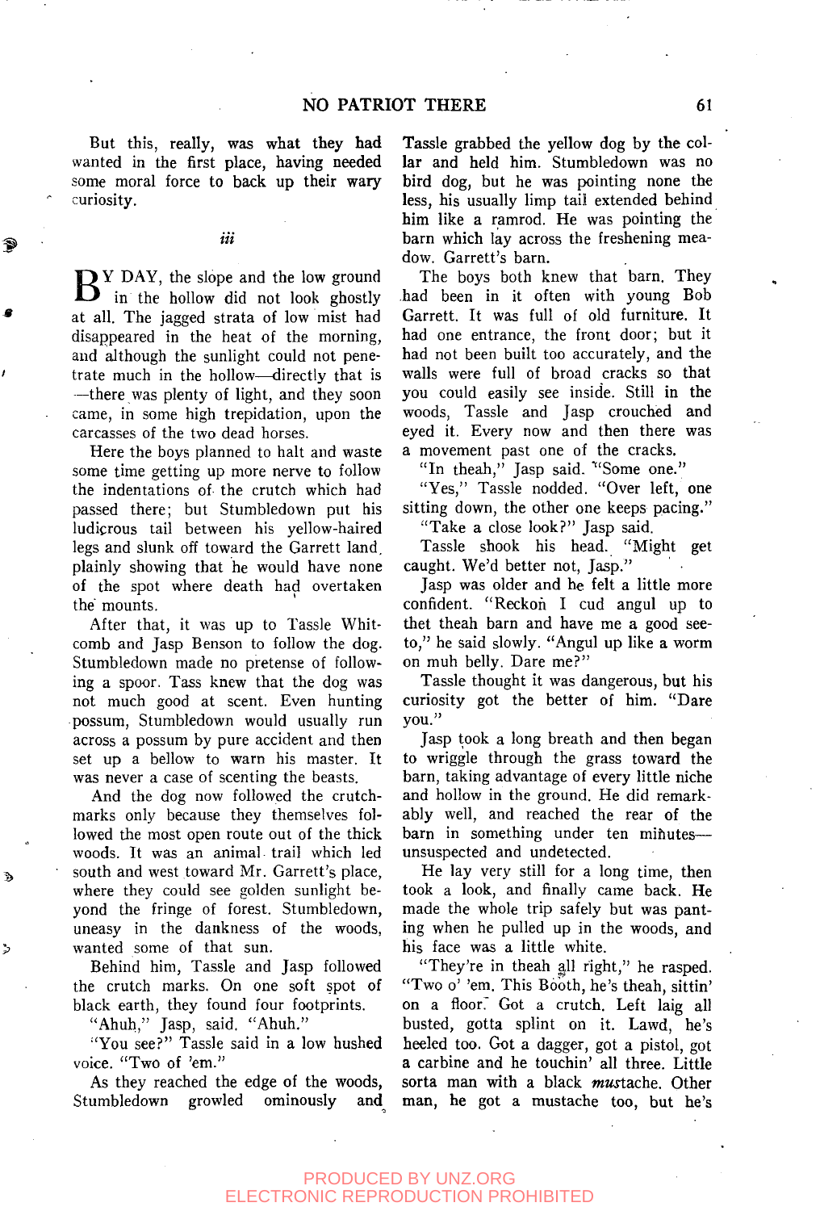But this, really, was what they had wanted in the first place, having needed some moral force to back up their wary curiosity.

### iii

BY DAY, the slope and the low ground in the hollow did not look ghostly at all. The jagged strata of low mist had disappeared in the heat of the morning, and although the sunlight could not penetrate much in the hollow—directly that is—there was plenty of light, and they soon came, in some high trepidation, upon the carcasses of the two dead horses.

Here the boys planned to halt and waste some time getting up more nerve to follow the indentations of the crutch which had passed there; but Stumbledown put his ludicrous tail between his yellow-haired legs and slunk off toward the Garrett land, plainly showing that he would have none of the spot where death had overtaken the mounts.

After that, it was up to Tassle Whitcomb and Jasp Benson to follow the dog. Stumbledown made no pretense of following a spoor. Tass knew that the dog was not much good at scent. Even hunting possum, Stumbledown would usually run across a possum by pure accident and then set up a bellow to warn his master. It was never a case of scenting the beasts.

And the dog now followed the crutch-marks only because they themselves followed the most open route out of the thick woods. It was an animal trail which led south and west toward Mr. Garrett's place, where they could see golden sunlight beyond the fringe of forest. Stumbledown, uneasy in the dankness of the woods, wanted some of that sun.

Behind him, Tassle and Jasp followed the crutch marks. On one soft spot of black earth, they found four footprints.

"Ahuh," Jasp, said. "Ahuh."

"You see?" Tassle said in a low hushed voice. "Two of 'em."

As they reached the edge of the woods, Stumbledown growled ominously and Tassle grabbed the yellow dog by the collar and held him. Stumbledown was no bird dog, but he was pointing none the less, his usually limp tail extended behind him like a ramrod. He was pointing the barn which lay across the freshening meadow. Garrett's barn.

The boys both knew that barn. They had been in it often with young Bob Garrett. It was full of old furniture. It had one entrance, the front door; but it had not been built too accurately, and the walls were full of broad cracks so that you could easily see inside. Still in the woods, Tassle and Jasp crouched and eyed it. Every now and then there was a movement past one of the cracks.

"In theah," Jasp said. "Some one."

"Yes," Tassle nodded. "Over left, one sitting down, the other one keeps pacing."

"Take a close look?" Jasp said.

Tassle shook his head. "Might get caught. We'd better not, Jasp."

Jasp was older and he felt a little more confident. "Reckon I cud angul up to thet theah barn and have me a good see-to," he said slowly. "Angul up like a worm on muh belly. Dare me?"

Tassle thought it was dangerous, but his curiosity got the better of him. "Dare you."

Jasp took a long breath and then began to wriggle through the grass toward the barn, taking advantage of every little niche and hollow in the ground. He did remarkably well, and reached the rear of the barn in something under ten minutes—unsuspected and undetected.

He lay very still for a long time, then took a look, and finally came back. He made the whole trip safely but was panting when he pulled up in the woods, and his face was a little white.

"They're in theah all right," he rasped. "Two o' 'em. This Booth, he's theah, sittin' on a floor. Got a crutch. Left laig all busted, gotta splint on it. Lawd, he's heeled too. Got a dagger, got a pistol, got a carbine and he touchin' all three. Little sorta man with a black *mus*tache. Other man, he got a mustache too, but he's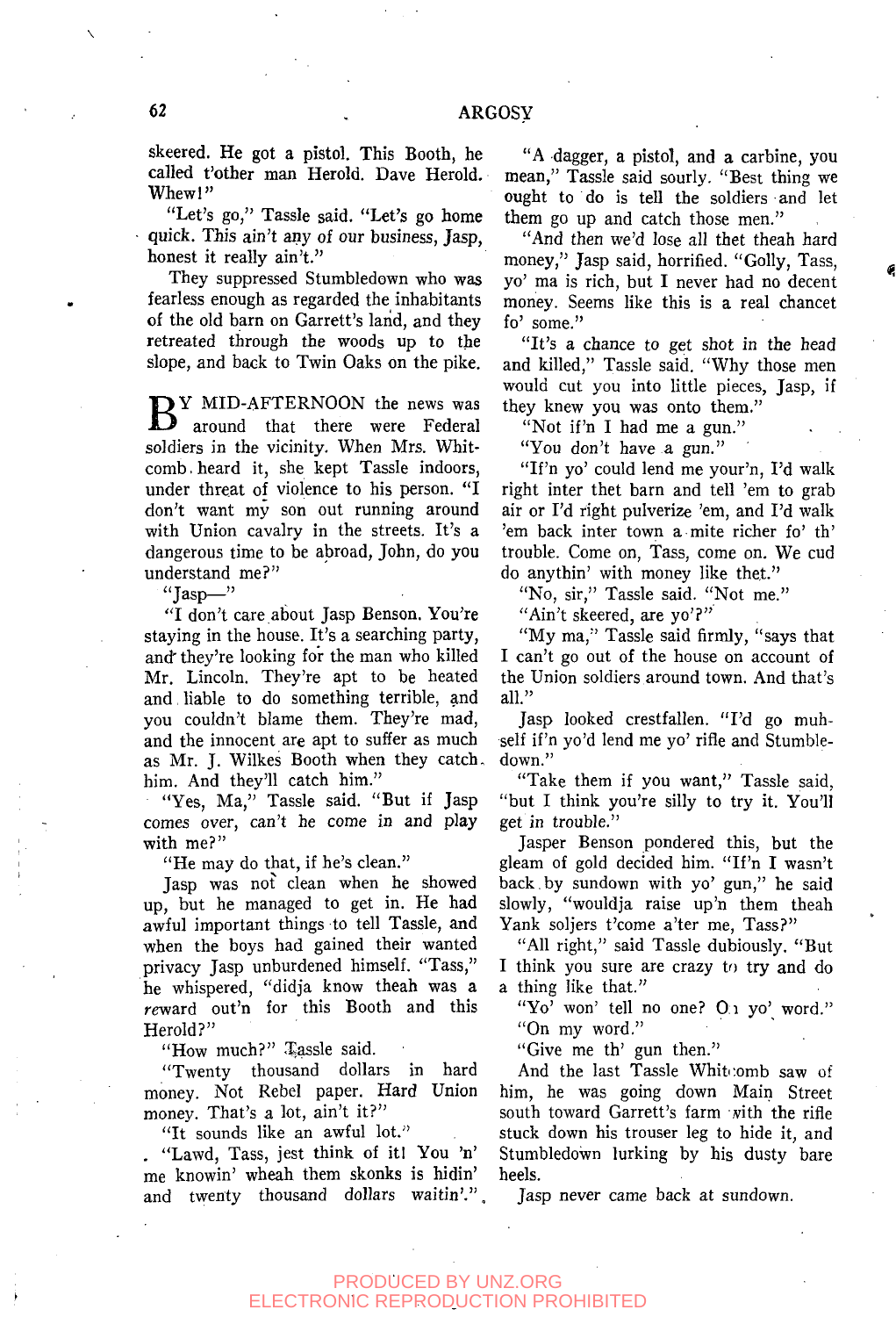skeered. He got a pistol. This Booth, he called t'other man Herold. Dave Herold. Whew!"

"Let's go," Tassle said. "Let's go home quick. This ain't any of our business, Jasp, honest it really ain't."

They suppressed Stumbledown who was fearless enough as regarded the inhabitants of the old barn on Garrett's land, and they retreated through the woods up to the slope, and back to Twin Oaks on the pike.

BY MID-AFTERNOON the news was around that there were Federal soldiers in the vicinity. When Mrs. Whitcomb heard it, she kept Tassle indoors, under threat of violence to his person. "I don't want my son out running around with Union cavalry in the streets. It's a dangerous time to be abroad, John, do you understand me?"

"Jasp—"

"I don't care about Jasp Benson. You're staying in the house. It's a searching party, and they're looking for the man who killed Mr. Lincoln. They're apt to be heated and liable to do something terrible, and you couldn't blame them. They're mad, and the innocent are apt to suffer as much as Mr. J. Wilkes Booth when they catch him. And they'll catch him."

"Yes, Ma," Tassle said. "But if Jasp comes over, can't he come in and play with me?"

"He may do that, if he's clean."

Jasp was not clean when he showed up, but he managed to get in. He had awful important things to tell Tassle, and when the boys had gained their wanted privacy Jasp unburdened himself. "Tass," he whispered, "didja know theah was a *re*ward out'n for this Booth and this Herold?"

"How much?" Tassle said.

"Twenty thousand dollars in hard money. Not Rebel paper. Hard Union money. That's a lot, ain't it?"

"It sounds like an awful lot."

"Lawd, Tass, jest think of it! You 'n' me knowin' wheah them skonks is hidin' and twenty thousand dollars waitin'."

"A dagger, a pistol, and a carbine, you mean," Tassle said sourly. "Best thing we ought to do is tell the soldiers and let them go up and catch those men."

"And then we'd lose all thet theah hard money," Jasp said, horrified. "Golly, Tass, yo' ma is rich, but I never had no decent money. Seems like this is a real chancet fo' some."

"It's a chance to get shot in the head and killed," Tassle said. "Why those men would cut you into little pieces, Jasp, if they knew you was onto them."

"Not if'n I had me a gun."

"You don't have a gun."

"If'n yo' could lend me your'n, I'd walk right inter thet barn and tell 'em to grab air or I'd right pulverize 'em, and I'd walk 'em back inter town a mite richer fo' th' trouble. Come on, Tass, come on. We cud do anythin' with money like thet."

"No, sir," Tassle said. "Not me."

"Ain't skeered, are yo'?"

"My ma," Tassle said firmly, "says that I can't go out of the house on account of the Union soldiers around town. And that's all."

Jasp looked crestfallen. "I'd go muhself if'n yo'd lend me yo' rifle and Stumbledown."

"Take them if you want," Tassle said, "but I think you're silly to try it. You'll get in trouble."

Jasper Benson pondered this, but the gleam of gold decided him. "If'n I wasn't back by sundown with yo' gun," he said slowly, "wouldja raise up'n them theah Yank soljers t'come a'ter me, Tass?"

"All right," said Tassle dubiously. "But I think you sure are crazy to try and do a thing like that."

"Yo' won' tell no one? On yo' word."

"On my word."

"Give me th' gun then."

And the last Tassle Whitcomb saw of him, he was going down Main Street south toward Garrett's farm with the rifle stuck down his trouser leg to hide it, and Stumbledown lurking by his dusty bare heels.

Jasp never came back at sundown.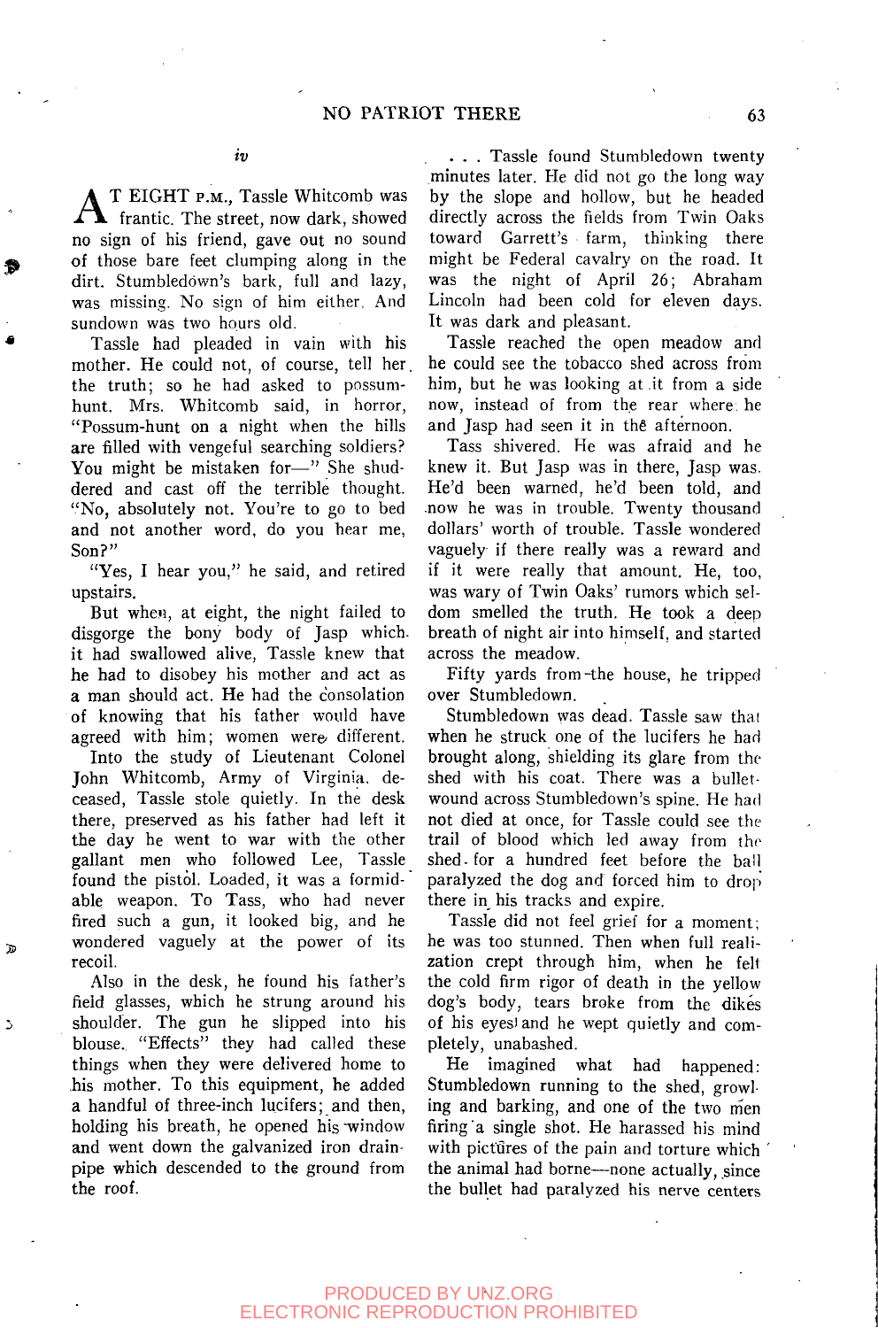*iv*

AT EIGHT P.M., Tassle Whitcomb was frantic. The street, now dark, showed no sign of his friend, gave out no sound of those bare feet clumping along in the dirt. Stumbledown's bark, full and lazy, was missing. No sign of him either. And sundown was two hours old.

Tassle had pleaded in vain with his mother. He could not, of course, tell her the truth; so he had asked to possum-hunt. Mrs. Whitcomb said, in horror, "Possum-hunt on a night when the hills are filled with vengeful searching soldiers? You might be mistaken for—" She shuddered and cast off the terrible thought. "No, absolutely not. You're to go to bed and not another word, do you hear me, Son?"

"Yes, I hear you," he said, and retired upstairs.

But when, at eight, the night failed to disgorge the bony body of Jasp which it had swallowed alive, Tassle knew that he had to disobey his mother and act as a man should act. He had the consolation of knowing that his father would have agreed with him; women were different.

Into the study of Lieutenant Colonel John Whitcomb, Army of Virginia, deceased, Tassle stole quietly. In the desk there, preserved as his father had left it the day he went to war with the other gallant men who followed Lee, Tassle found the pistol. Loaded, it was a formidable weapon. To Tass, who had never fired such a gun, it looked big, and he wondered vaguely at the power of its recoil.

Also in the desk, he found his father's field glasses, which he strung around his shoulder. The gun he slipped into his blouse. "Effects" they had called these things when they were delivered home to his mother. To this equipment, he added a handful of three-inch lucifers; and then, holding his breath, he opened his window and went down the galvanized iron drainpipe which descended to the ground from the roof.

. . . Tassle found Stumbledown twenty minutes later. He did not go the long way by the slope and hollow, but he headed directly across the fields from Twin Oaks toward Garrett's farm, thinking there might be Federal cavalry on the road. It was the night of April 26; Abraham Lincoln had been cold for eleven days. It was dark and pleasant.

Tassle reached the open meadow and he could see the tobacco shed across from him, but he was looking at it from a side now, instead of from the rear where he and Jasp had seen it in the afternoon.

Tass shivered. He was afraid and he knew it. But Jasp was in there, Jasp was. He'd been warned, he'd been told, and now he was in trouble. Twenty thousand dollars' worth of trouble. Tassle wondered vaguely if there really was a reward and if it were really that amount. He, too, was wary of Twin Oaks' rumors which seldom smelled the truth. He took a deep breath of night air into himself, and started across the meadow.

Fifty yards from the house, he tripped over Stumbledown.

Stumbledown was dead. Tassle saw that when he struck one of the lucifers he had brought along, shielding its glare from the shed with his coat. There was a bullet-wound across Stumbledown's spine. He had not died at once, for Tassle could see the trail of blood which led away from the shed for a hundred feet before the ball paralyzed the dog and forced him to drop there in his tracks and expire.

Tassle did not feel grief for a moment; he was too stunned. Then when full realization crept through him, when he felt the cold firm rigor of death in the yellow dog's body, tears broke from the dikes of his eyes and he wept quietly and completely, unabashed.

He imagined what had happened: Stumbledown running to the shed, growling and barking, and one of the two men firing a single shot. He harassed his mind with pictures of the pain and torture which the animal had borne—none actually, since the bullet had paralyzed his nerve centers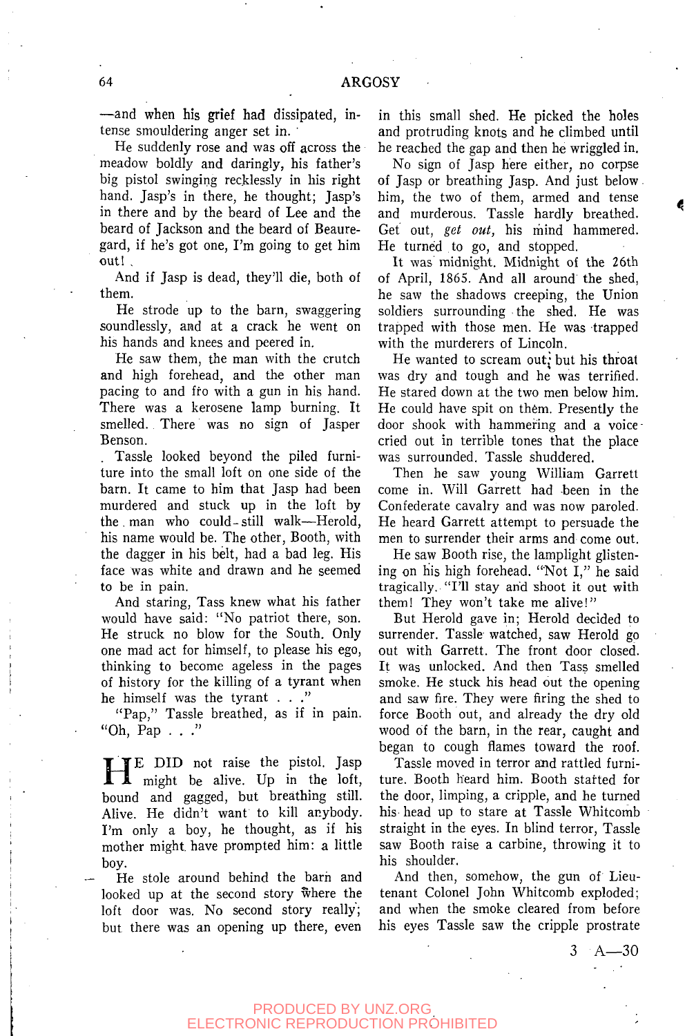—and when his grief had dissipated, intense smouldering anger set in.

He suddenly rose and was off across the meadow boldly and daringly, his father's big pistol swinging recklessly in his right hand. Jasp's in there, he thought; Jasp's in there and by the beard of Lee and the beard of Jackson and the beard of Beauregard, if he's got one, I'm going to get him out!

And if Jasp is dead, they'll die, both of them.

He strode up to the barn, swaggering soundlessly, and at a crack he went on his hands and knees and peered in.

He saw them, the man with the crutch and high forehead, and the other man pacing to and fro with a gun in his hand. There was a kerosene lamp burning. It smelled. There was no sign of Jasper Benson.

Tassle looked beyond the piled furniture into the small loft on one side of the barn. It came to him that Jasp had been murdered and stuck up in the loft by the man who could still walk—Herold, his name would be. The other, Booth, with the dagger in his belt, had a bad leg. His face was white and drawn and he seemed to be in pain.

And staring, Tass knew what his father would have said: "No patriot there, son. He struck no blow for the South. Only one mad act for himself, to please his ego, thinking to become ageless in the pages of history for the killing of a tyrant when he himself was the tyrant . . ."

"Pap," Tassle breathed, as if in pain. "Oh, Pap . . ."

HE DID not raise the pistol. Jasp might be alive. Up in the loft, bound and gagged, but breathing still. Alive. He didn't want to kill anybody. I'm only a boy, he thought, as if his mother might have prompted him: a little boy.

He stole around behind the barn and looked up at the second story where the loft door was. No second story really; but there was an opening up there, even in this small shed. He picked the holes and protruding knots and he climbed until he reached the gap and then he wriggled in.

No sign of Jasp here either, no corpse of Jasp or breathing Jasp. And just below him, the two of them, armed and tense and murderous. Tassle hardly breathed. Get out, *get out,* his mind hammered. He turned to go, and stopped.

It was midnight. Midnight of the 26th of April, 1865. And all around the shed, he saw the shadows creeping, the Union soldiers surrounding the shed. He was trapped with those men. He was trapped with the murderers of Lincoln.

He wanted to scream out; but his throat was dry and tough and he was terrified. He stared down at the two men below him. He could have spit on them. Presently the door shook with hammering and a voice cried out in terrible tones that the place was surrounded. Tassle shuddered.

Then he saw young William Garrett come in. Will Garrett had been in the Confederate cavalry and was now paroled. He heard Garrett attempt to persuade the men to surrender their arms and come out.

He saw Booth rise, the lamplight glistening on his high forehead. "Not I," he said tragically. "I'll stay and shoot it out with them! They won't take me alive!"

But Herold gave in; Herold decided to surrender. Tassle watched, saw Herold go out with Garrett. The front door closed. It was unlocked. And then Tass smelled smoke. He stuck his head out the opening and saw fire. They were firing the shed to force Booth out, and already the dry old wood of the barn, in the rear, caught and began to cough flames toward the roof.

Tassle moved in terror and rattled furniture. Booth heard him. Booth started for the door, limping, a cripple, and he turned his head up to stare at Tassle Whitcomb straight in the eyes. In blind terror, Tassle saw Booth raise a carbine, throwing it to his shoulder.

And then, somehow, the gun of Lieutenant Colonel John Whitcomb exploded; and when the smoke cleared from before his eyes Tassle saw the cripple prostrate

3 A—30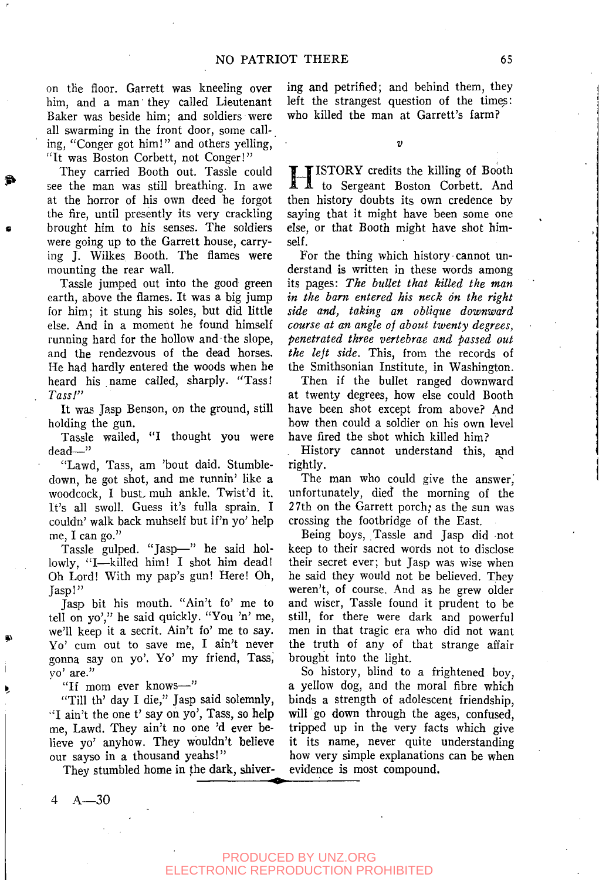on the floor. Garrett was kneeling over him, and a man they called Lieutenant Baker was beside him; and soldiers were all swarming in the front door, some calling, "Conger got him!" and others yelling, "It was Boston Corbett, not Conger!"

They carried Booth out. Tassle could see the man was still breathing. In awe at the horror of his own deed he forgot the fire, until presently its very crackling brought him to his senses. The soldiers were going up to the Garrett house, carrying J. Wilkes Booth. The flames were mounting the rear wall.

Tassle jumped out into the good green earth, above the flames. It was a big jump for him; it stung his soles, but did little else. And in a moment he found himself running hard for the hollow and the slope, and the rendezvous of the dead horses. He had hardly entered the woods when he heard his name called, sharply. "Tass! *Tass!*"

It was Jasp Benson, on the ground, still holding the gun.

Tassle wailed, "I thought you were dead—"

"Lawd, Tass, am 'bout daid. Stumbledown, he got shot, and me runnin' like a woodcock, I bust muh ankle. Twist'd it. It's all swoll. Guess it's fulla sprain. I couldn' walk back muhself but if'n yo' help me, I can go."

Tassle gulped. "Jasp—" he said hollowly, "I—killed him! I shot him dead! Oh Lord! With my pap's gun! Here! Oh, Jasp!"

Jasp bit his mouth. "Ain't fo' me to tell on yo'," he said quickly. "You 'n' me, we'll keep it a secrit. Ain't fo' me to say. Yo' cum out to save me, I ain't never gonna say on yo'. Yo' my friend, Tass, yo' are."

"If mom ever knows—"

"Till th' day I die," Jasp said solemnly, "I ain't the one t' say on yo', Tass, so help me, Lawd. They ain't no one 'd ever believe yo' anyhow. They wouldn't believe our sayso in a thousand yeahs!"

They stumbled home in the dark, shivering and petrified; and behind them, they left the strangest question of the times: who killed the man at Garrett's farm?

*v*

HISTORY credits the killing of Booth to Sergeant Boston Corbett. And then history doubts its own credence by saying that it might have been some one else, or that Booth might have shot himself.

For the thing which history cannot understand is written in these words among its pages: *The bullet that killed the man in the barn entered his neck on the right side and, taking an oblique downward course at an angle of about twenty degrees, penetrated three vertebrae and passed out the left side.* This, from the records of the Smithsonian Institute, in Washington.

Then if the bullet ranged downward at twenty degrees, how else could Booth have been shot except from above? And how then could a soldier on his own level have fired the shot which killed him?

History cannot understand this, and rightly.

The man who could give the answer, unfortunately, died the morning of the 27th on the Garrett porch, as the sun was crossing the footbridge of the East.

Being boys, Tassle and Jasp did not keep to their sacred words not to disclose their secret ever; but Jasp was wise when he said they would not be believed. They weren't, of course. And as he grew older and wiser, Tassle found it prudent to be still, for there were dark and powerful men in that tragic era who did not want the truth of any of that strange affair brought into the light.

So history, blind to a frightened boy, a yellow dog, and the moral fibre which binds a strength of adolescent friendship, will go down through the ages, confused, tripped up in the very facts which give it its name, never quite understanding how very simple explanations can be when evidence is most compound.

4 A—30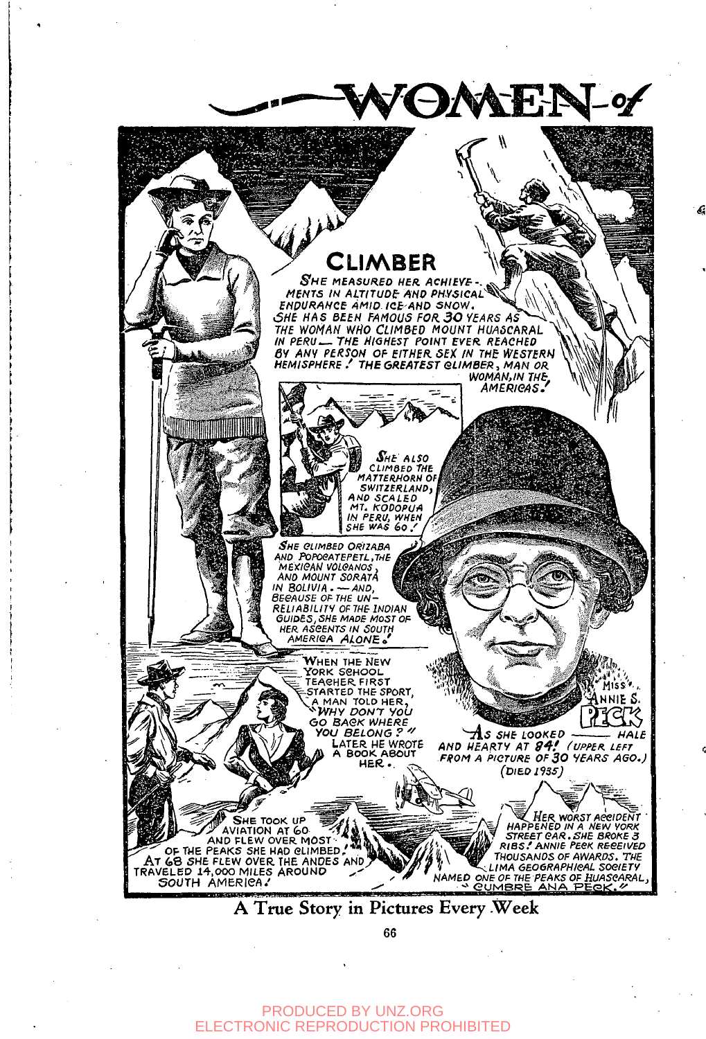# WOMEN of

## CLIMBER

SHE MEASURED HER ACHIEVEMENTS IN ALTITUDE AND PHYSICAL ENDURANCE AMID ICE AND SNOW. SHE HAS BEEN FAMOUS FOR 30 YEARS AS THE WOMAN WHO CLIMBED MOUNT HUASCARAL IN PERU— THE HIGHEST POINT EVER REACHED BY ANY PERSON OF EITHER SEX IN THE WESTERN HEMISPHERE! THE GREATEST CLIMBER, MAN OR WOMAN, IN THE AMERICAS!

SHE ALSO CLIMBED THE MATTERHORN OF SWITZERLAND, AND SCALED MT. KODOPUA IN PERU, WHEN SHE WAS 60!

SHE CLIMBED ORIZABA AND POPOCATEPETL, THE MEXICAN VOLCANOS, AND MOUNT SORATÁ IN BOLIVIA. — AND, BECAUSE OF THE UNRELIABILITY OF THE INDIAN GUIDES, SHE MADE MOST OF HER ASCENTS IN SOUTH AMERICA ALONE!

WHEN THE NEW YORK SCHOOL TEACHER FIRST STARTED THE SPORT, A MAN TOLD HER, "WHY DON'T YOU GO BACK WHERE YOU BELONG?" LATER HE WROTE A BOOK ABOUT HER.

MISS ANNIE S. PECK

AS SHE LOOKED — HALE AND HEARTY AT 84! (UPPER LEFT FROM A PICTURE OF 30 YEARS AGO.) (DIED 1935)

SHE TOOK UP AVIATION AT 60 AND FLEW OVER MOST OF THE PEAKS SHE HAD CLIMBED! AT 68 SHE FLEW OVER THE ANDES AND TRAVELED 14,000 MILES AROUND SOUTH AMERICA!

HER WORST ACCIDENT HAPPENED IN A NEW YORK STREET CAR. SHE BROKE 3 RIBS! ANNIE PECK RECEIVED THOUSANDS OF AWARDS. THE LIMA GEOGRAPHICAL SOCIETY NAMED ONE OF THE PEAKS OF HUASCARAL, "CUMBRE ANA PECK."

A True Story in Pictures Every Week